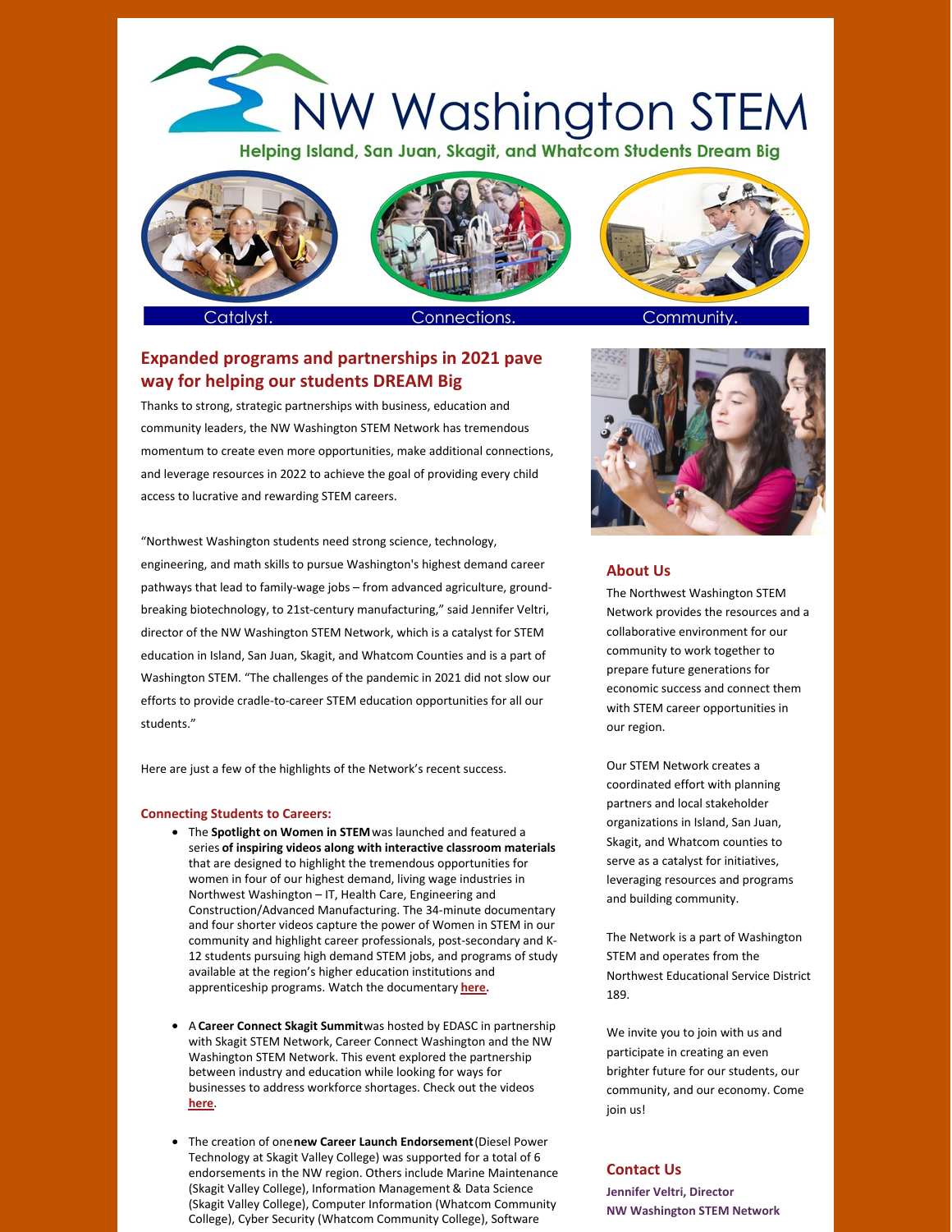# NW Washington STEM

Helping Island, San Juan, Skagit, and Whatcom Students Dream Big

Catalyst. Connections. Community.

## Expanded programs and partnerships in 2021 pave way for helping our students DREAM Big

Thanks to strong, strategic partnerships with business, education and community leaders, the NW Washington STEM Network has tremendous momentum to create even more opportunities, make additional connections, and leverage resources in 2022 to achieve the goal of providing every child access to lucrative and rewarding STEM careers.

"Northwest Washington students need strong science, technology, engineering, and math skills to pursue Washington's highest demand career pathways that lead to family-wage jobs – from advanced agriculture, ground-breaking biotechnology, to 21st-century manufacturing," said Jennifer Veltri, director of the NW Washington STEM Network, which is a catalyst for STEM education in Island, San Juan, Skagit, and Whatcom Counties and is a part of Washington STEM. "The challenges of the pandemic in 2021 did not slow our efforts to provide cradle-to-career STEM education opportunities for all our students."

Here are just a few of the highlights of the Network's recent success.

### Connecting Students to Careers:

- The **Spotlight on Women in STEM** was launched and featured a series **of inspiring videos along with interactive classroom materials** that are designed to highlight the tremendous opportunities for women in four of our highest demand, living wage industries in Northwest Washington – IT, Health Care, Engineering and Construction/Advanced Manufacturing. The 34-minute documentary and four shorter videos capture the power of Women in STEM in our community and highlight career professionals, post-secondary and K-12 students pursuing high demand STEM jobs, and programs of study available at the region's higher education institutions and apprenticeship programs. Watch the documentary **here**.

- A **Career Connect Skagit Summit** was hosted by EDASC in partnership with Skagit STEM Network, Career Connect Washington and the NW Washington STEM Network. This event explored the partnership between industry and education while looking for ways for businesses to address workforce shortages. Check out the videos **here**.

- The creation of one **new Career Launch Endorsement** (Diesel Power Technology at Skagit Valley College) was supported for a total of 6 endorsements in the NW region. Others include Marine Maintenance (Skagit Valley College), Information Management & Data Science (Skagit Valley College), Computer Information (Whatcom Community College), Cyber Security (Whatcom Community College), Software

## About Us

The Northwest Washington STEM Network provides the resources and a collaborative environment for our community to work together to prepare future generations for economic success and connect them with STEM career opportunities in our region.

Our STEM Network creates a coordinated effort with planning partners and local stakeholder organizations in Island, San Juan, Skagit, and Whatcom counties to serve as a catalyst for initiatives, leveraging resources and programs and building community.

The Network is a part of Washington STEM and operates from the Northwest Educational Service District 189.

We invite you to join with us and participate in creating an even brighter future for our students, our community, and our economy. Come join us!

## Contact Us

**Jennifer Veltri, Director**
**NW Washington STEM Network**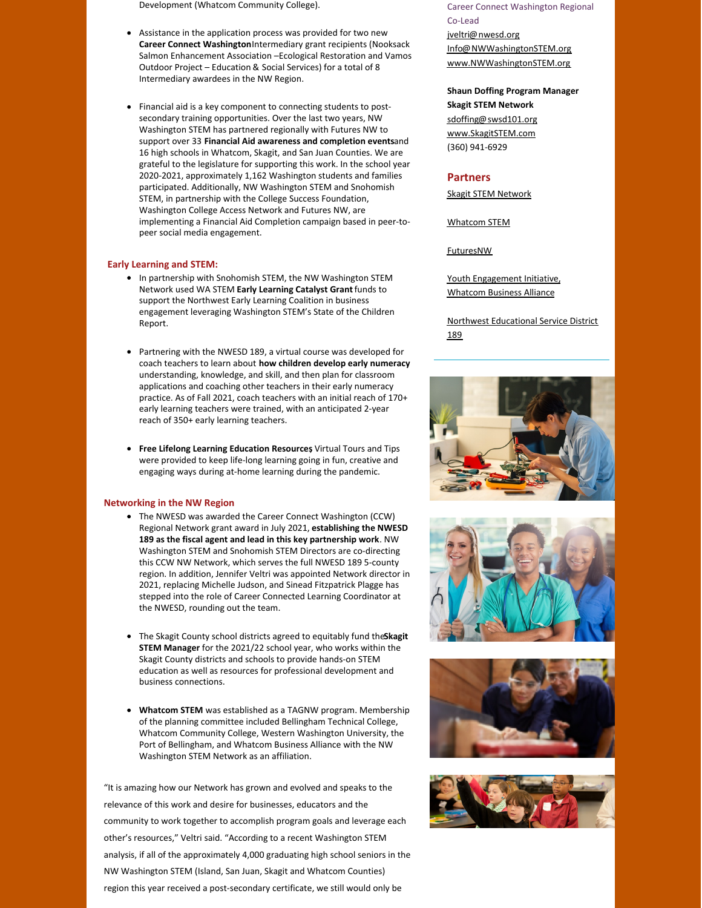Development (Whatcom Community College).

- Assistance in the application process was provided for two new **Career Connect Washington** Intermediary grant recipients (Nooksack Salmon Enhancement Association –Ecological Restoration and Vamos Outdoor Project – Education & Social Services) for a total of 8 Intermediary awardees in the NW Region.

- Financial aid is a key component to connecting students to post-secondary training opportunities. Over the last two years, NW Washington STEM has partnered regionally with Futures NW to support over 33 **Financial Aid awareness and completion events** and 16 high schools in Whatcom, Skagit, and San Juan Counties. We are grateful to the legislature for supporting this work. In the school year 2020-2021, approximately 1,162 Washington students and families participated. Additionally, NW Washington STEM and Snohomish STEM, in partnership with the College Success Foundation, Washington College Access Network and Futures NW, are implementing a Financial Aid Completion campaign based in peer-to-peer social media engagement.

### Early Learning and STEM:

- In partnership with Snohomish STEM, the NW Washington STEM Network used WA STEM **Early Learning Catalyst Grant** funds to support the Northwest Early Learning Coalition in business engagement leveraging Washington STEM's State of the Children Report.

- Partnering with the NWESD 189, a virtual course was developed for coach teachers to learn about **how children develop early numeracy** understanding, knowledge, and skill, and then plan for classroom applications and coaching other teachers in their early numeracy practice. As of Fall 2021, coach teachers with an initial reach of 170+ early learning teachers were trained, with an anticipated 2-year reach of 350+ early learning teachers.

- **Free Lifelong Learning Education Resources**, Virtual Tours and Tips were provided to keep life-long learning going in fun, creative and engaging ways during at-home learning during the pandemic.

### Networking in the NW Region

- The NWESD was awarded the Career Connect Washington (CCW) Regional Network grant award in July 2021, **establishing the NWESD 189 as the fiscal agent and lead in this key partnership work**. NW Washington STEM and Snohomish STEM Directors are co-directing this CCW NW Network, which serves the full NWESD 189 5-county region. In addition, Jennifer Veltri was appointed Network director in 2021, replacing Michelle Judson, and Sinead Fitzpatrick Plagge has stepped into the role of Career Connected Learning Coordinator at the NWESD, rounding out the team.

- The Skagit County school districts agreed to equitably fund the **Skagit STEM Manager** for the 2021/22 school year, who works within the Skagit County districts and schools to provide hands-on STEM education as well as resources for professional development and business connections.

- **Whatcom STEM** was established as a TAGNW program. Membership of the planning committee included Bellingham Technical College, Whatcom Community College, Western Washington University, the Port of Bellingham, and Whatcom Business Alliance with the NW Washington STEM Network as an affiliation.

"It is amazing how our Network has grown and evolved and speaks to the relevance of this work and desire for businesses, educators and the community to work together to accomplish program goals and leverage each other's resources," Veltri said. "According to a recent Washington STEM analysis, if all of the approximately 4,000 graduating high school seniors in the NW Washington STEM (Island, San Juan, Skagit and Whatcom Counties) region this year received a post-secondary certificate, we still would only be

Career Connect Washington Regional Co-Lead
jveltri@nwesd.org
Info@NWWashingtonSTEM.org
www.NWWashingtonSTEM.org

**Shaun Doffing Program Manager**
**Skagit STEM Network**
sdoffing@swsd101.org
www.SkagitSTEM.com
(360) 941-6929

### Partners

Skagit STEM Network

Whatcom STEM

FuturesNW

Youth Engagement Initiative, Whatcom Business Alliance

Northwest Educational Service District 189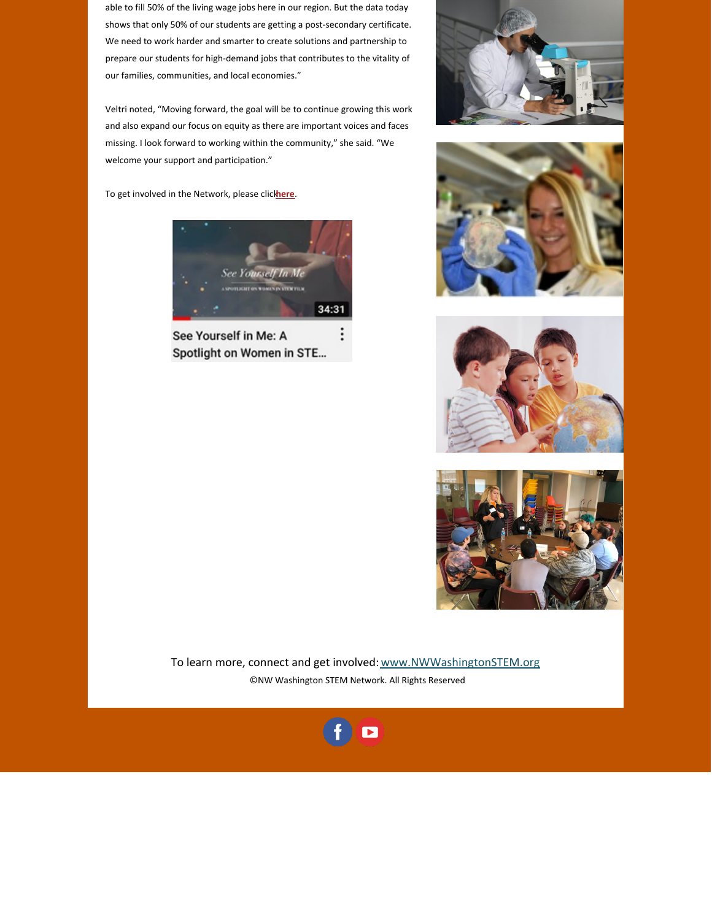able to fill 50% of the living wage jobs here in our region. But the data today shows that only 50% of our students are getting a post-secondary certificate. We need to work harder and smarter to create solutions and partnership to prepare our students for high-demand jobs that contributes to the vitality of our families, communities, and local economies."

Veltri noted, "Moving forward, the goal will be to continue growing this work and also expand our focus on equity as there are important voices and faces missing. I look forward to working within the community," she said. "We welcome your support and participation."

To get involved in the Network, please click **here**.

See Yourself in Me: A Spotlight on Women in STE...

To learn more, connect and get involved: www.NWWashingtonSTEM.org

©NW Washington STEM Network. All Rights Reserved